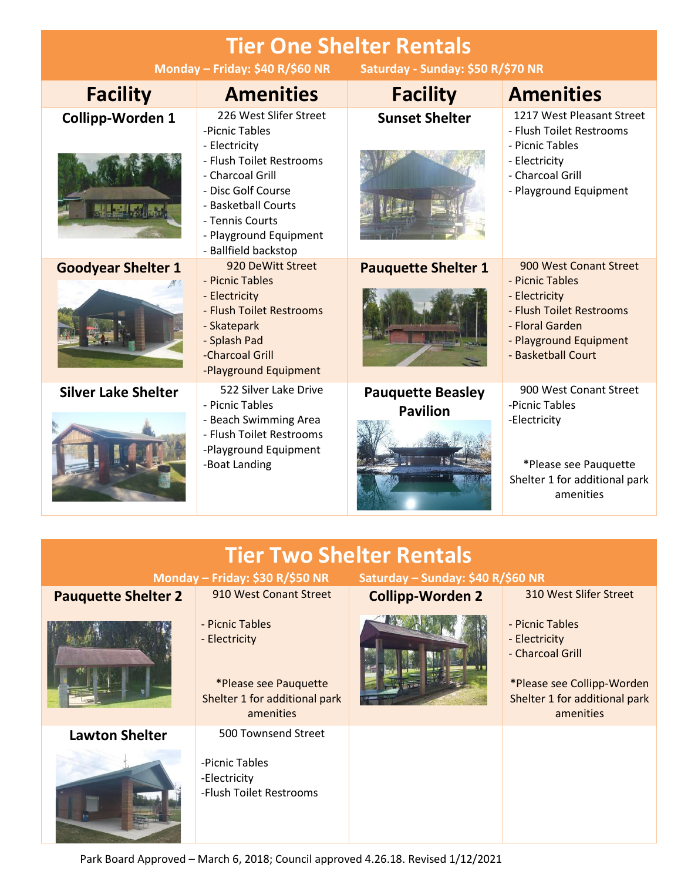# Tier One Shelter Rentals

**Monday – Friday: $40 R/$60 NR Saturday - Sunday: $50 R/$70 NR**

| Facility | Amenities | Facility | Amenities |
|---|---|---|---|
| **Collipp-Worden 1** | 226 West Slifer Street<br>-Picnic Tables<br>- Electricity<br>- Flush Toilet Restrooms<br>- Charcoal Grill<br>- Disc Golf Course<br>- Basketball Courts<br>- Tennis Courts<br>- Playground Equipment<br>- Ballfield backstop | **Sunset Shelter** | 1217 West Pleasant Street<br>- Flush Toilet Restrooms<br>- Picnic Tables<br>- Electricity<br>- Charcoal Grill<br>- Playground Equipment |
| **Goodyear Shelter 1** | 920 DeWitt Street<br>- Picnic Tables<br>- Electricity<br>- Flush Toilet Restrooms<br>- Skatepark<br>- Splash Pad<br>-Charcoal Grill<br>-Playground Equipment | **Pauquette Shelter 1** | 900 West Conant Street<br>- Picnic Tables<br>- Electricity<br>- Flush Toilet Restrooms<br>- Floral Garden<br>- Playground Equipment<br>- Basketball Court |
| **Silver Lake Shelter** | 522 Silver Lake Drive<br>- Picnic Tables<br>- Beach Swimming Area<br>- Flush Toilet Restrooms<br>-Playground Equipment<br>-Boat Landing | **Pauquette Beasley Pavilion** | 900 West Conant Street<br>-Picnic Tables<br>-Electricity<br><br>*Please see Pauquette Shelter 1 for additional park amenities |

# Tier Two Shelter Rentals

**Monday – Friday: $30 R/$50 NR Saturday – Sunday: $40 R/$60 NR**

| Facility | Amenities | Facility | Amenities |
|---|---|---|---|
| **Pauquette Shelter 2** | 910 West Conant Street<br><br>- Picnic Tables<br>- Electricity<br><br>*Please see Pauquette Shelter 1 for additional park amenities | **Collipp-Worden 2** | 310 West Slifer Street<br><br>- Picnic Tables<br>- Electricity<br>- Charcoal Grill<br><br>*Please see Collipp-Worden Shelter 1 for additional park amenities |
| **Lawton Shelter** | 500 Townsend Street<br><br>-Picnic Tables<br>-Electricity<br>-Flush Toilet Restrooms | | |

Park Board Approved – March 6, 2018; Council approved 4.26.18. Revised 1/12/2021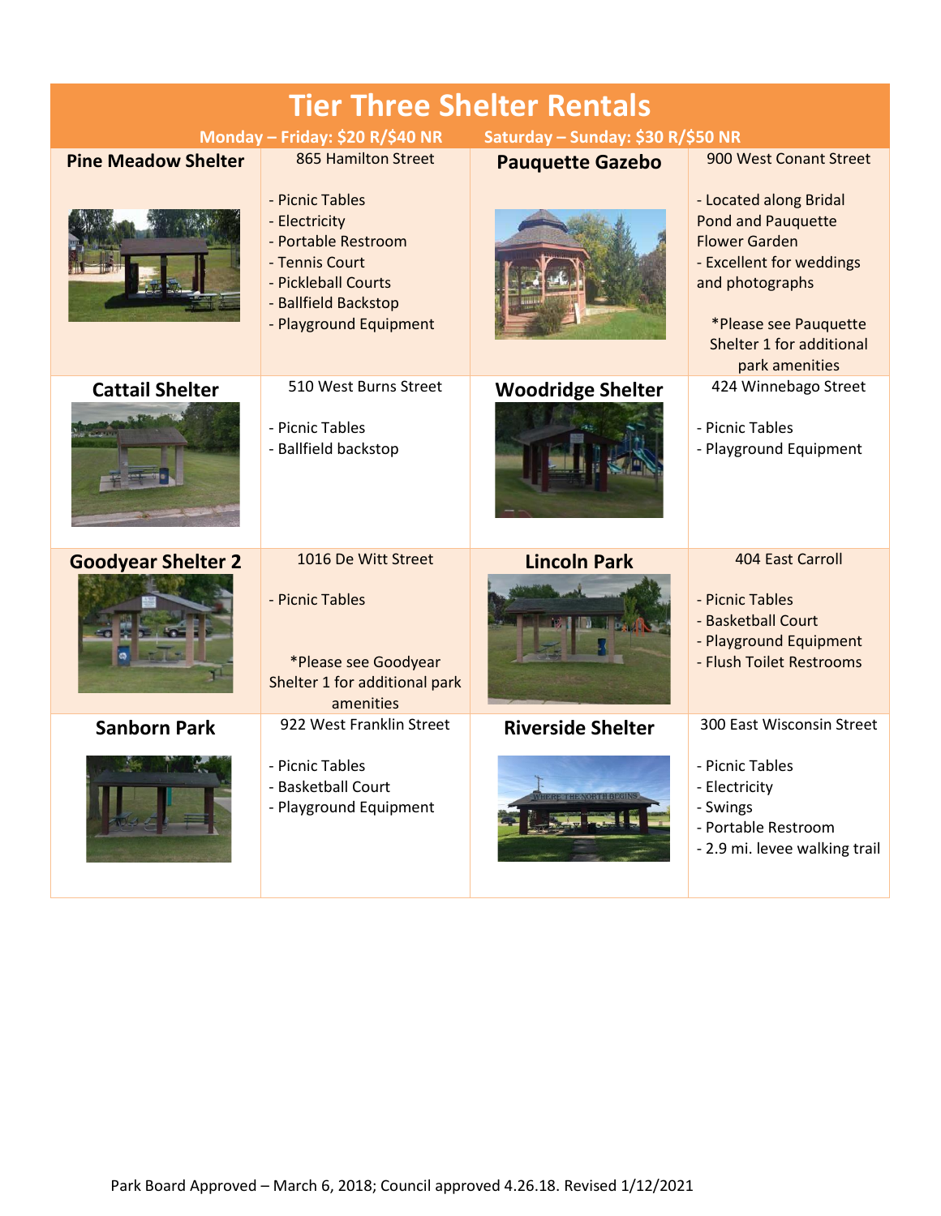# Tier Three Shelter Rentals

**Monday – Friday: $20 R/$40 NR    Saturday – Sunday: $30 R/$50 NR**

| | | | |
|---|---|---|---|
| **Pine Meadow Shelter** | 865 Hamilton Street<br><br>- Picnic Tables<br>- Electricity<br>- Portable Restroom<br>- Tennis Court<br>- Pickleball Courts<br>- Ballfield Backstop<br>- Playground Equipment | **Pauquette Gazebo** | 900 West Conant Street<br><br>- Located along Bridal Pond and Pauquette Flower Garden<br>- Excellent for weddings and photographs<br><br>*Please see Pauquette Shelter 1 for additional park amenities |
| **Cattail Shelter** | 510 West Burns Street<br><br>- Picnic Tables<br>- Ballfield backstop | **Woodridge Shelter** | 424 Winnebago Street<br><br>- Picnic Tables<br>- Playground Equipment |
| **Goodyear Shelter 2** | 1016 De Witt Street<br><br>- Picnic Tables<br><br>*Please see Goodyear Shelter 1 for additional park amenities | **Lincoln Park** | 404 East Carroll<br><br>- Picnic Tables<br>- Basketball Court<br>- Playground Equipment<br>- Flush Toilet Restrooms |
| **Sanborn Park** | 922 West Franklin Street<br><br>- Picnic Tables<br>- Basketball Court<br>- Playground Equipment | **Riverside Shelter** | 300 East Wisconsin Street<br><br>- Picnic Tables<br>- Electricity<br>- Swings<br>- Portable Restroom<br>- 2.9 mi. levee walking trail |

Park Board Approved – March 6, 2018; Council approved 4.26.18. Revised 1/12/2021